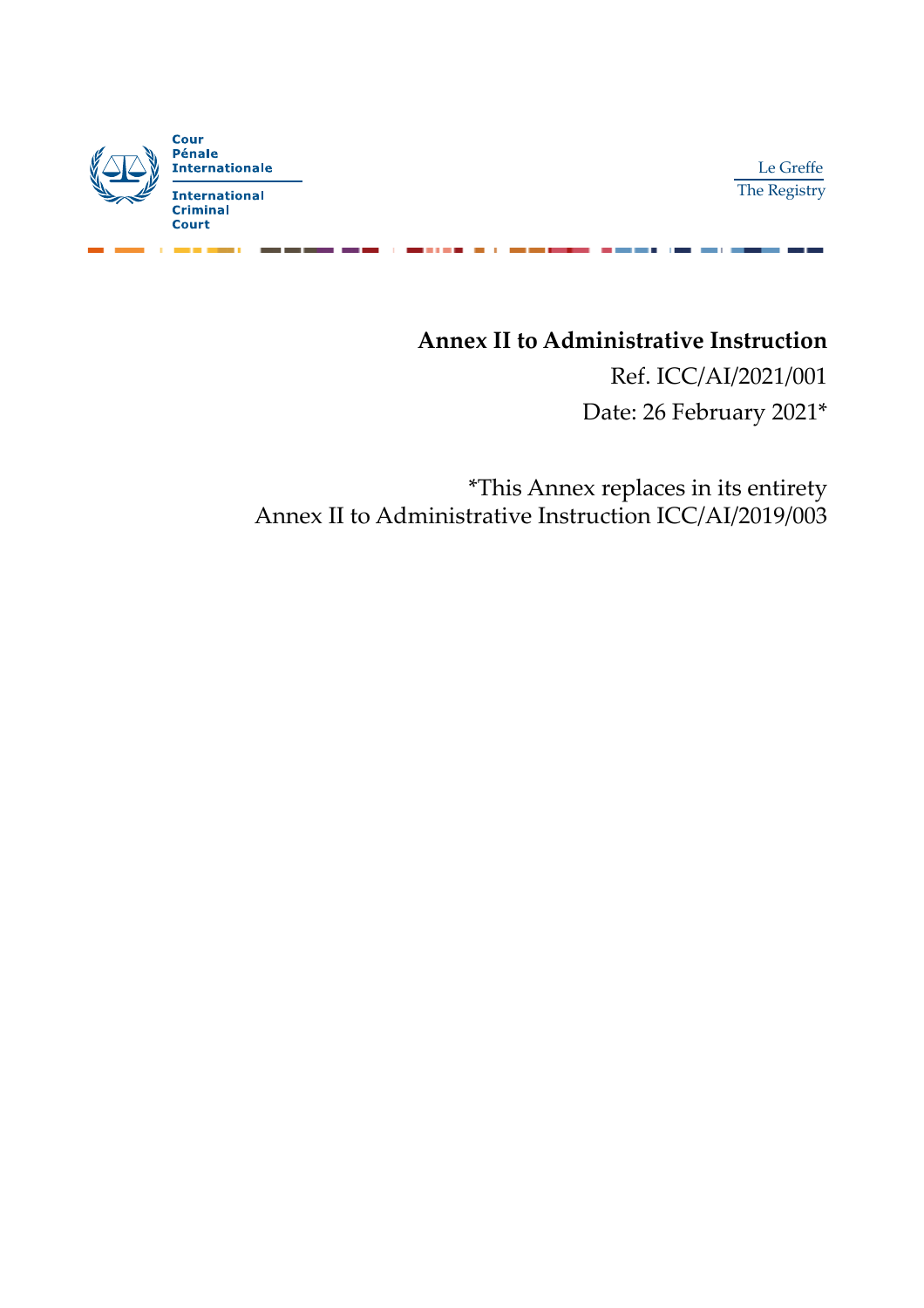Cour
Pénale
Internationale

International
Criminal
Court

Le Greffe
The Registry

**Annex II to Administrative Instruction**

Ref. ICC/AI/2021/001

Date: 26 February 2021*

*This Annex replaces in its entirety
Annex II to Administrative Instruction ICC/AI/2019/003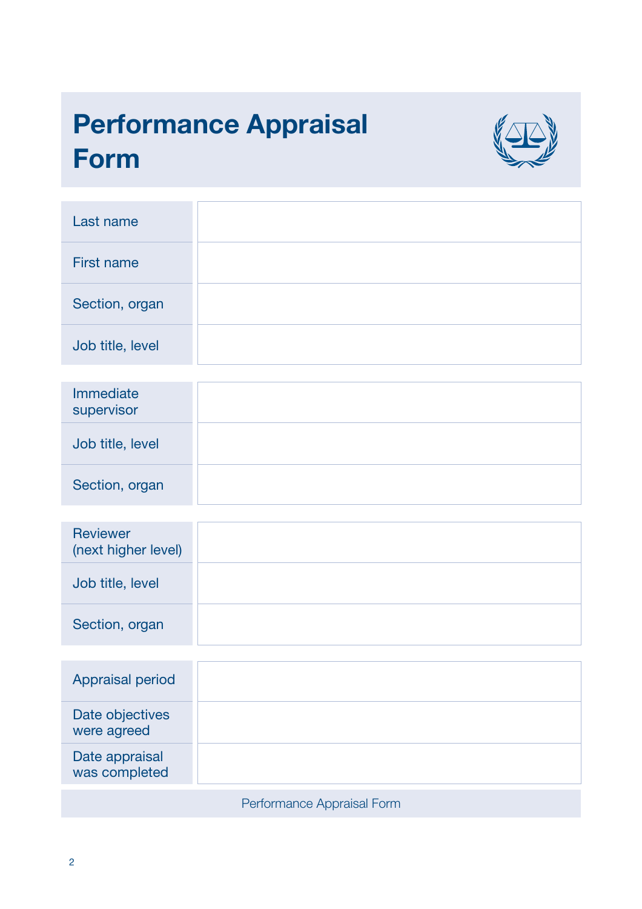# Performance Appraisal Form

| | |
|---|---|
| Last name | |
| First name | |
| Section, organ | |
| Job title, level | |

| | |
|---|---|
| Immediate supervisor | |
| Job title, level | |
| Section, organ | |

| | |
|---|---|
| Reviewer (next higher level) | |
| Job title, level | |
| Section, organ | |

| | |
|---|---|
| Appraisal period | |
| Date objectives were agreed | |
| Date appraisal was completed | |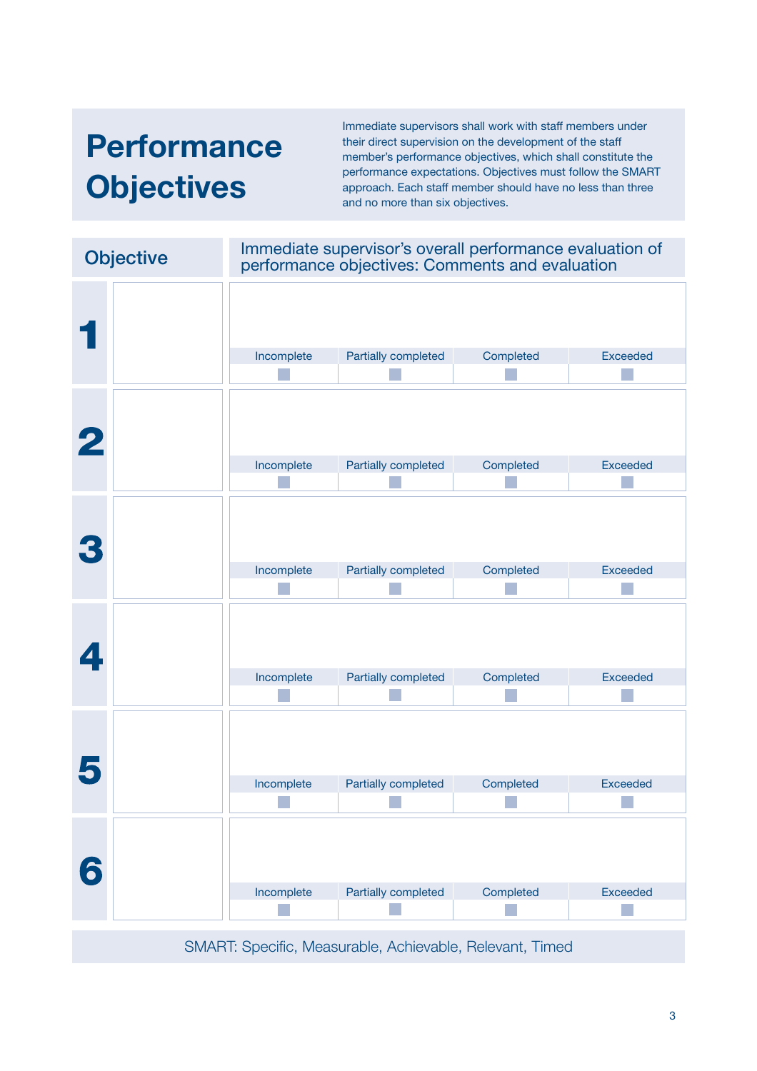# Performance Objectives

Immediate supervisors shall work with staff members under their direct supervision on the development of the staff member's performance objectives, which shall constitute the performance expectations. Objectives must follow the SMART approach. Each staff member should have no less than three and no more than six objectives.

| Objective | | Immediate supervisor's overall performance evaluation of performance objectives: Comments and evaluation | | | |
|---|---|---|---|---|---|
| **1** | | | | | |
| | | Incomplete ☐ | Partially completed ☐ | Completed ☐ | Exceeded ☐ |
| **2** | | | | | |
| | | Incomplete ☐ | Partially completed ☐ | Completed ☐ | Exceeded ☐ |
| **3** | | | | | |
| | | Incomplete ☐ | Partially completed ☐ | Completed ☐ | Exceeded ☐ |
| **4** | | | | | |
| | | Incomplete ☐ | Partially completed ☐ | Completed ☐ | Exceeded ☐ |
| **5** | | | | | |
| | | Incomplete ☐ | Partially completed ☐ | Completed ☐ | Exceeded ☐ |
| **6** | | | | | |
| | | Incomplete ☐ | Partially completed ☐ | Completed ☐ | Exceeded ☐ |

SMART: Specific, Measurable, Achievable, Relevant, Timed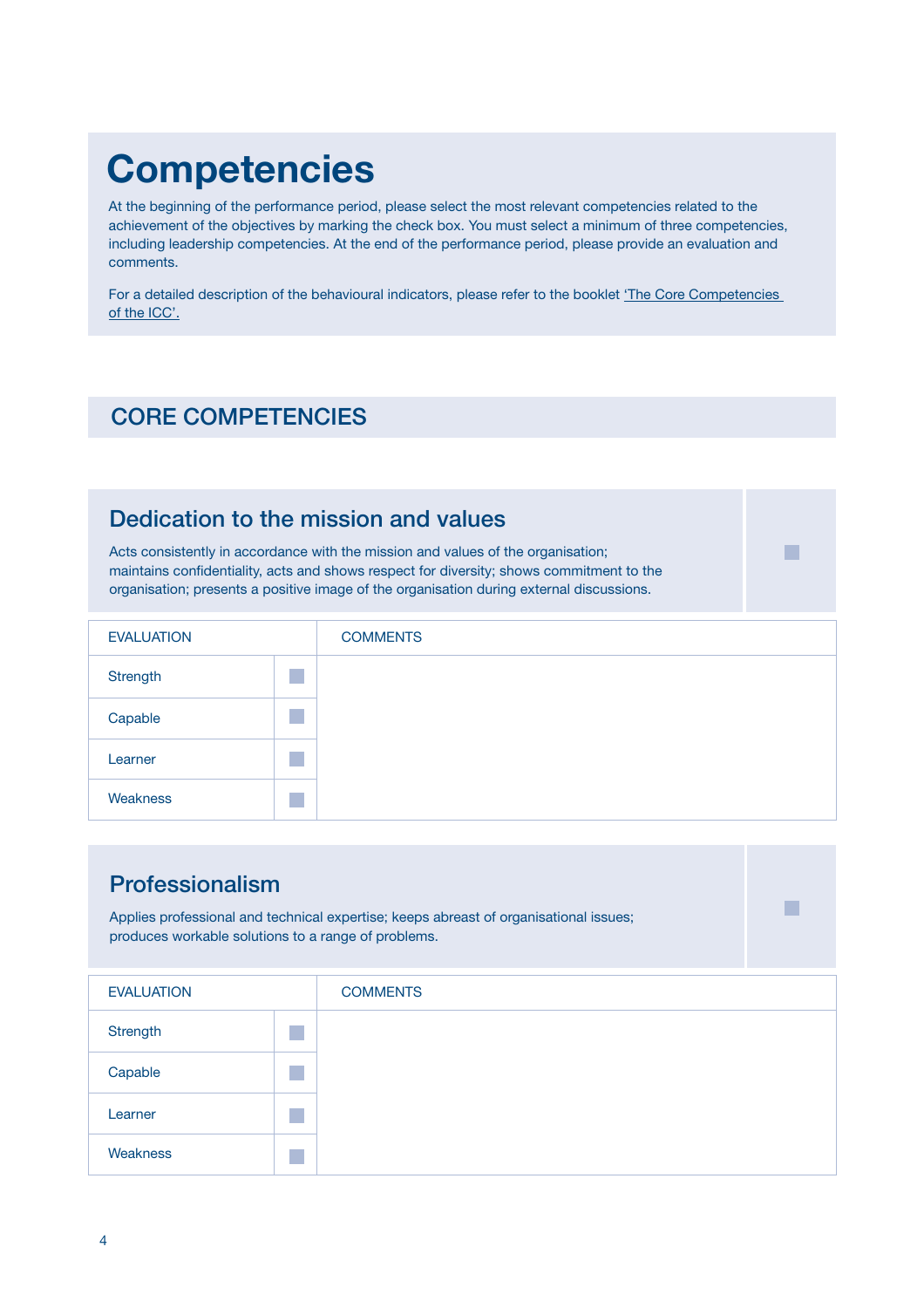# Competencies

At the beginning of the performance period, please select the most relevant competencies related to the achievement of the objectives by marking the check box. You must select a minimum of three competencies, including leadership competencies. At the end of the performance period, please provide an evaluation and comments.

For a detailed description of the behavioural indicators, please refer to the booklet 'The Core Competencies of the ICC'.

## CORE COMPETENCIES

### Dedication to the mission and values

☐

Acts consistently in accordance with the mission and values of the organisation; maintains confidentiality, acts and shows respect for diversity; shows commitment to the organisation; presents a positive image of the organisation during external discussions.

| EVALUATION | | COMMENTS |
|---|---|---|
| Strength | ☐ | |
| Capable | ☐ | |
| Learner | ☐ | |
| Weakness | ☐ | |

### Professionalism

☐

Applies professional and technical expertise; keeps abreast of organisational issues; produces workable solutions to a range of problems.

| EVALUATION | | COMMENTS |
|---|---|---|
| Strength | ☐ | |
| Capable | ☐ | |
| Learner | ☐ | |
| Weakness | ☐ | |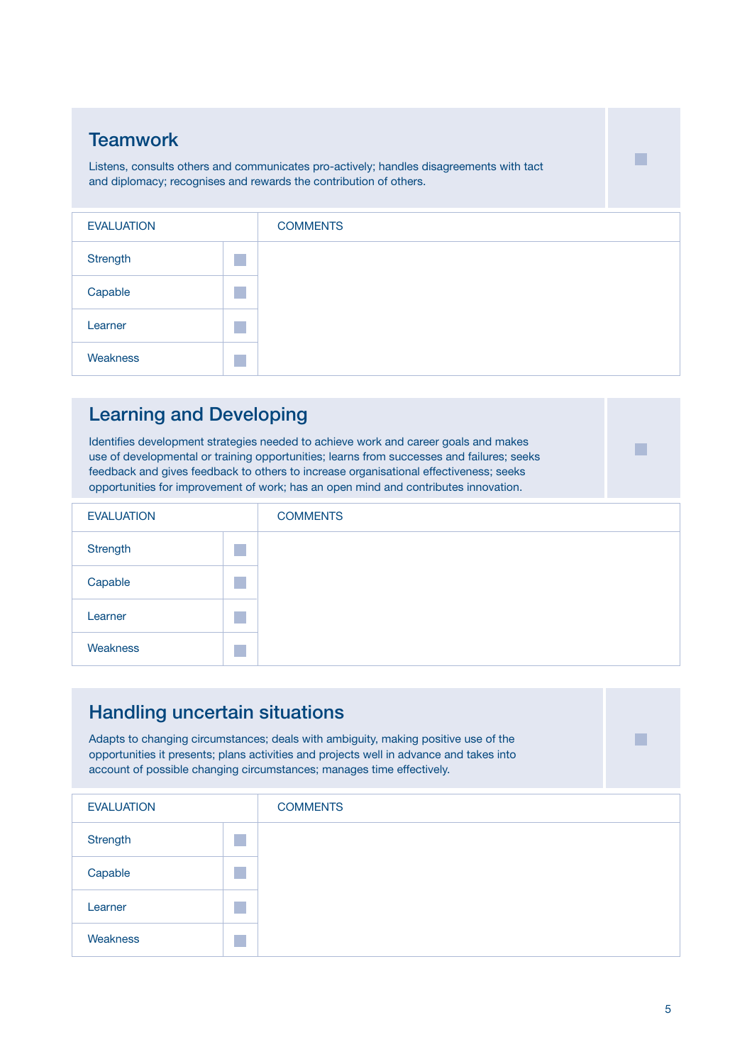## Teamwork

Listens, consults others and communicates pro-actively; handles disagreements with tact and diplomacy; recognises and rewards the contribution of others.

| EVALUATION | | COMMENTS |
|---|---|---|
| Strength | ☐ | |
| Capable | ☐ | |
| Learner | ☐ | |
| Weakness | ☐ | |

## Learning and Developing

Identifies development strategies needed to achieve work and career goals and makes use of developmental or training opportunities; learns from successes and failures; seeks feedback and gives feedback to others to increase organisational effectiveness; seeks opportunities for improvement of work; has an open mind and contributes innovation.

| EVALUATION | | COMMENTS |
|---|---|---|
| Strength | ☐ | |
| Capable | ☐ | |
| Learner | ☐ | |
| Weakness | ☐ | |

## Handling uncertain situations

Adapts to changing circumstances; deals with ambiguity, making positive use of the opportunities it presents; plans activities and projects well in advance and takes into account of possible changing circumstances; manages time effectively.

| EVALUATION | | COMMENTS |
|---|---|---|
| Strength | ☐ | |
| Capable | ☐ | |
| Learner | ☐ | |
| Weakness | ☐ | |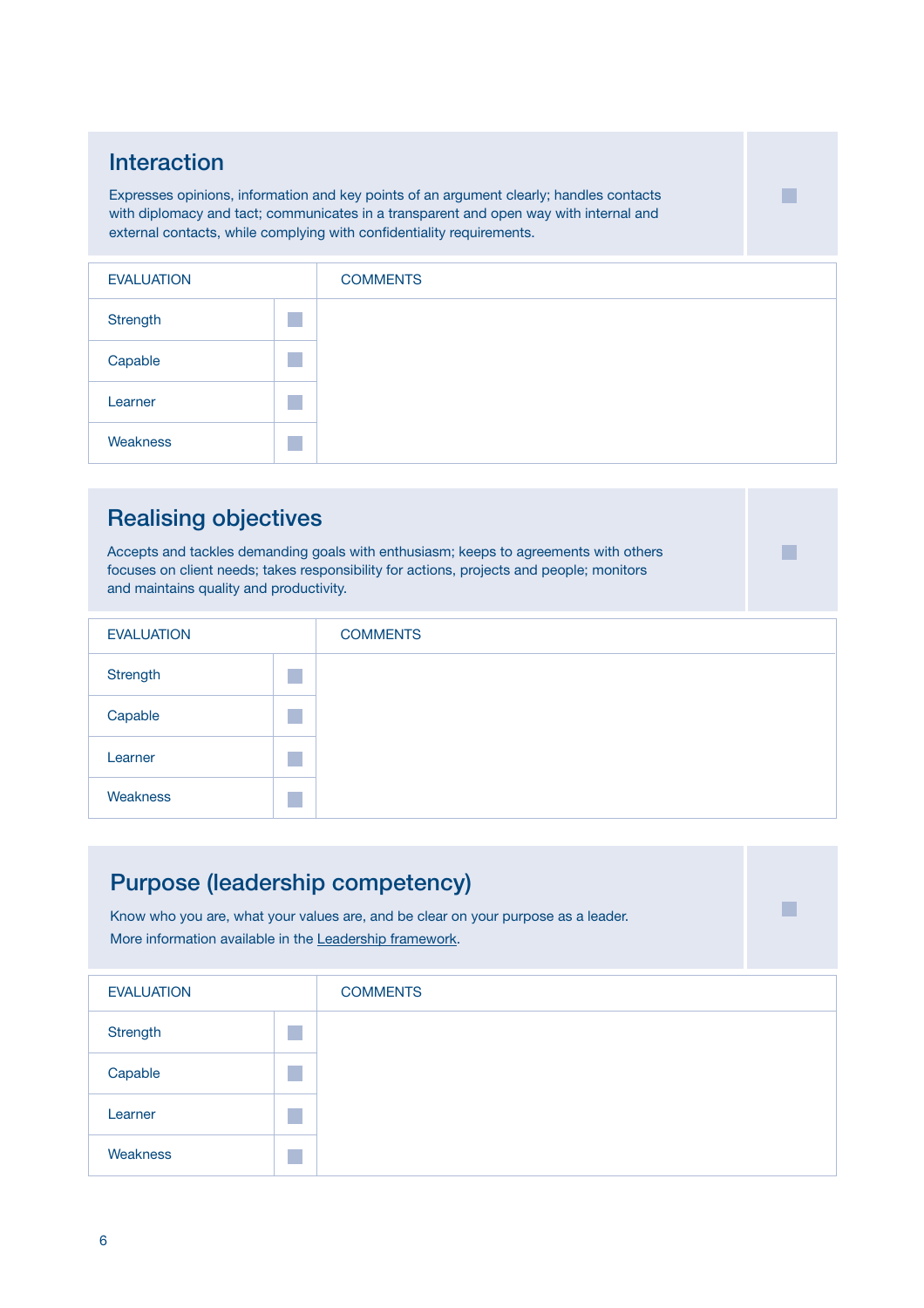## Interaction

Expresses opinions, information and key points of an argument clearly; handles contacts with diplomacy and tact; communicates in a transparent and open way with internal and external contacts, while complying with confidentiality requirements.

| EVALUATION | | COMMENTS |
|---|---|---|
| Strength | ☐ | |
| Capable | ☐ | |
| Learner | ☐ | |
| Weakness | ☐ | |

## Realising objectives

Accepts and tackles demanding goals with enthusiasm; keeps to agreements with others focuses on client needs; takes responsibility for actions, projects and people; monitors and maintains quality and productivity.

| EVALUATION | | COMMENTS |
|---|---|---|
| Strength | ☐ | |
| Capable | ☐ | |
| Learner | ☐ | |
| Weakness | ☐ | |

## Purpose (leadership competency)

Know who you are, what your values are, and be clear on your purpose as a leader.
More information available in the Leadership framework.

| EVALUATION | | COMMENTS |
|---|---|---|
| Strength | ☐ | |
| Capable | ☐ | |
| Learner | ☐ | |
| Weakness | ☐ | |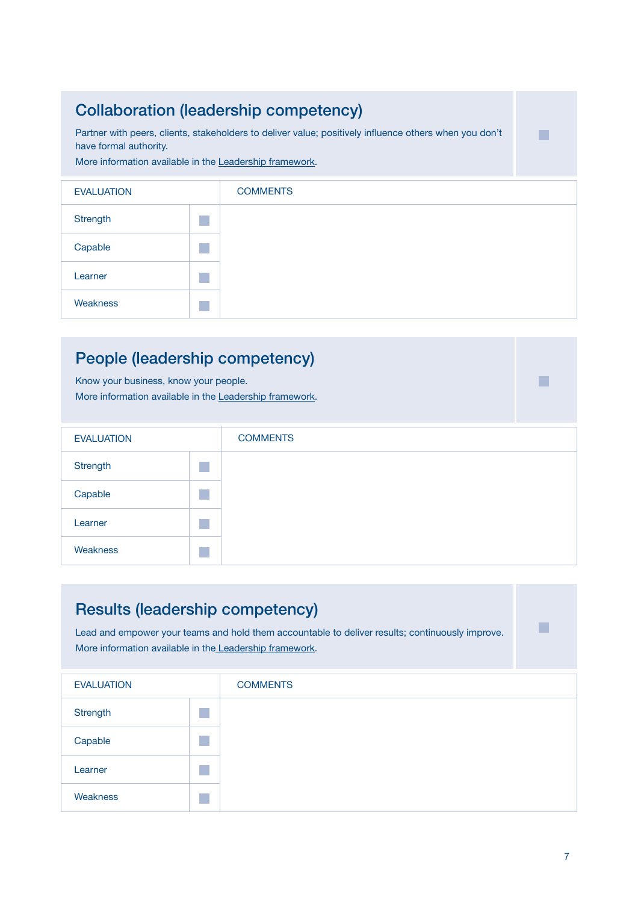## Collaboration (leadership competency)

Partner with peers, clients, stakeholders to deliver value; positively influence others when you don't have formal authority.

More information available in the Leadership framework.

| EVALUATION | | COMMENTS |
|---|---|---|
| Strength | ☐ | |
| Capable | ☐ | |
| Learner | ☐ | |
| Weakness | ☐ | |

## People (leadership competency)

Know your business, know your people.

More information available in the Leadership framework.

| EVALUATION | | COMMENTS |
|---|---|---|
| Strength | ☐ | |
| Capable | ☐ | |
| Learner | ☐ | |
| Weakness | ☐ | |

## Results (leadership competency)

Lead and empower your teams and hold them accountable to deliver results; continuously improve.

More information available in the Leadership framework.

| EVALUATION | | COMMENTS |
|---|---|---|
| Strength | ☐ | |
| Capable | ☐ | |
| Learner | ☐ | |
| Weakness | ☐ | |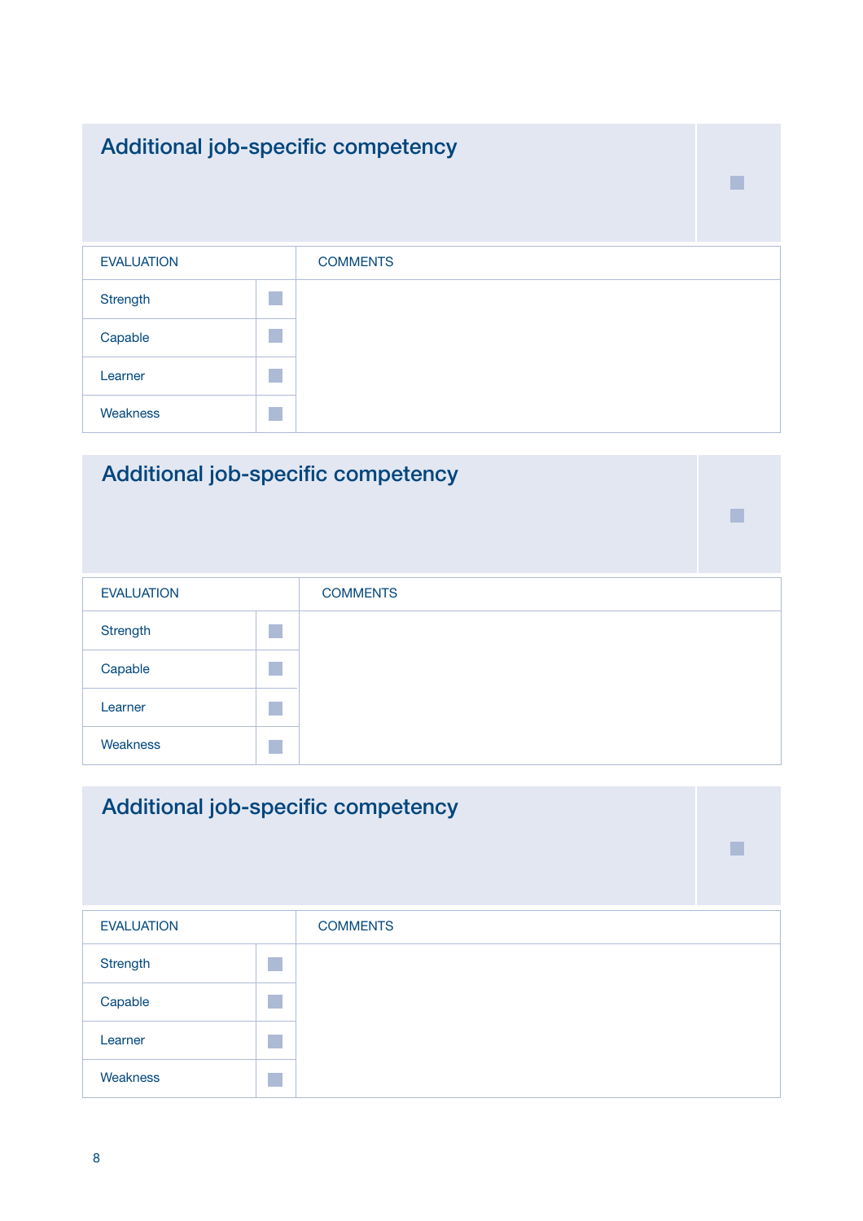## Additional job-specific competency

☐

| EVALUATION | | COMMENTS |
|---|---|---|
| Strength | ☐ | |
| Capable | ☐ | |
| Learner | ☐ | |
| Weakness | ☐ | |

## Additional job-specific competency

☐

| EVALUATION | | COMMENTS |
|---|---|---|
| Strength | ☐ | |
| Capable | ☐ | |
| Learner | ☐ | |
| Weakness | ☐ | |

## Additional job-specific competency

☐

| EVALUATION | | COMMENTS |
|---|---|---|
| Strength | ☐ | |
| Capable | ☐ | |
| Learner | ☐ | |
| Weakness | ☐ | |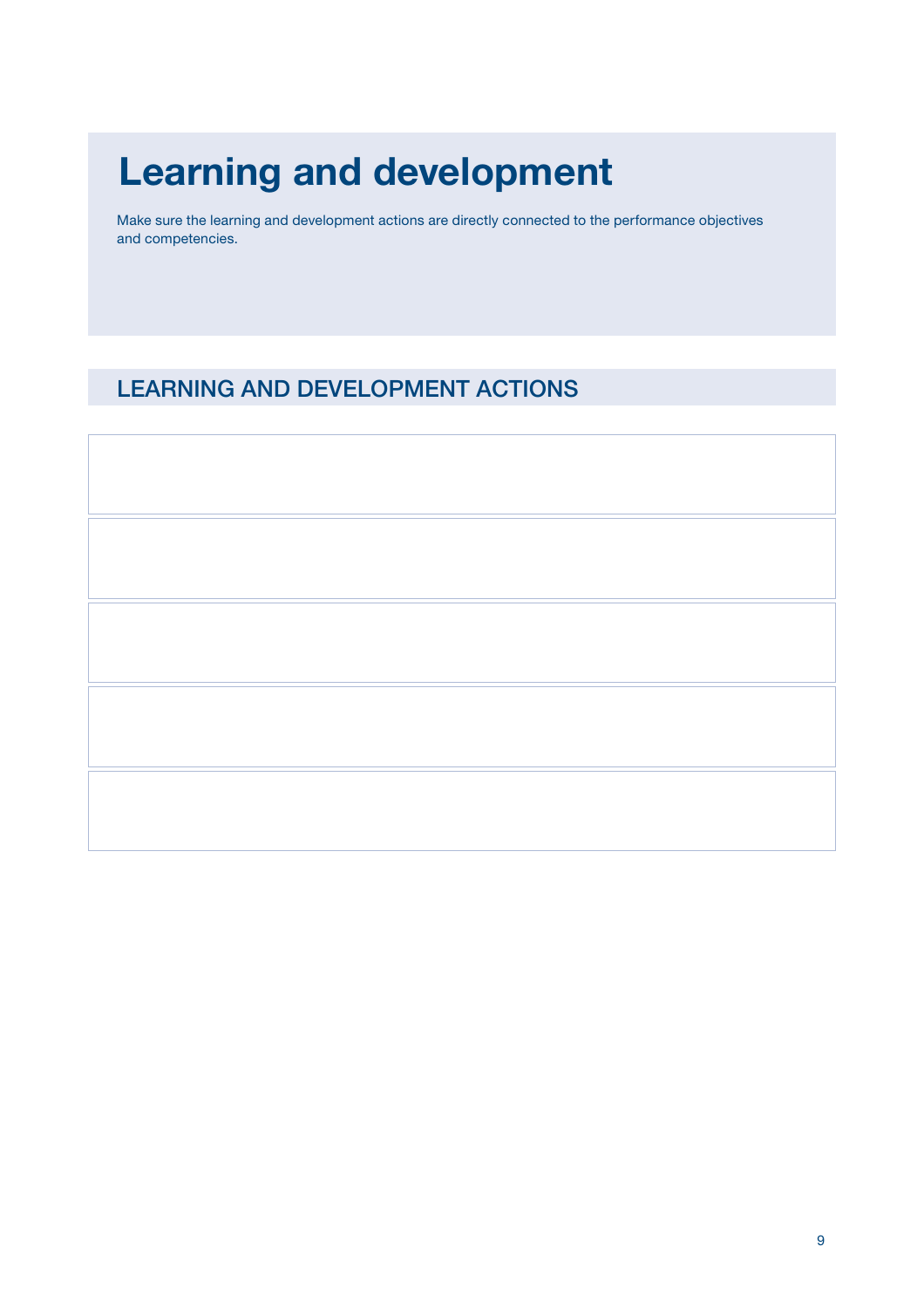# Learning and development

Make sure the learning and development actions are directly connected to the performance objectives and competencies.

## LEARNING AND DEVELOPMENT ACTIONS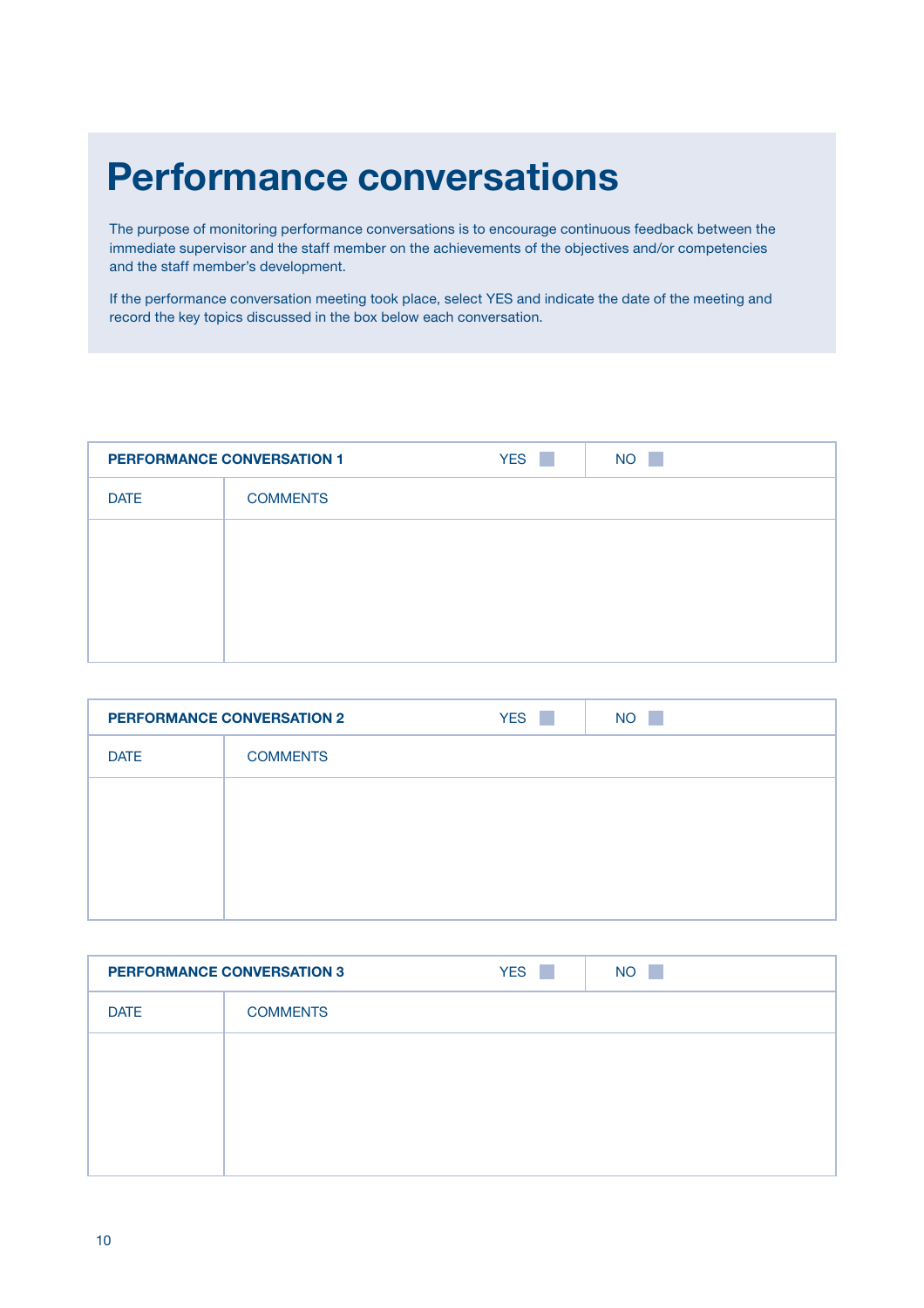# Performance conversations

The purpose of monitoring performance conversations is to encourage continuous feedback between the immediate supervisor and the staff member on the achievements of the objectives and/or competencies and the staff member's development.

If the performance conversation meeting took place, select YES and indicate the date of the meeting and record the key topics discussed in the box below each conversation.

| **PERFORMANCE CONVERSATION 1** | YES ☐ | NO ☐ |
|---|---|---|
| DATE | COMMENTS | |
| | | |

| **PERFORMANCE CONVERSATION 2** | YES ☐ | NO ☐ |
|---|---|---|
| DATE | COMMENTS | |
| | | |

| **PERFORMANCE CONVERSATION 3** | YES ☐ | NO ☐ |
|---|---|---|
| DATE | COMMENTS | |
| | | |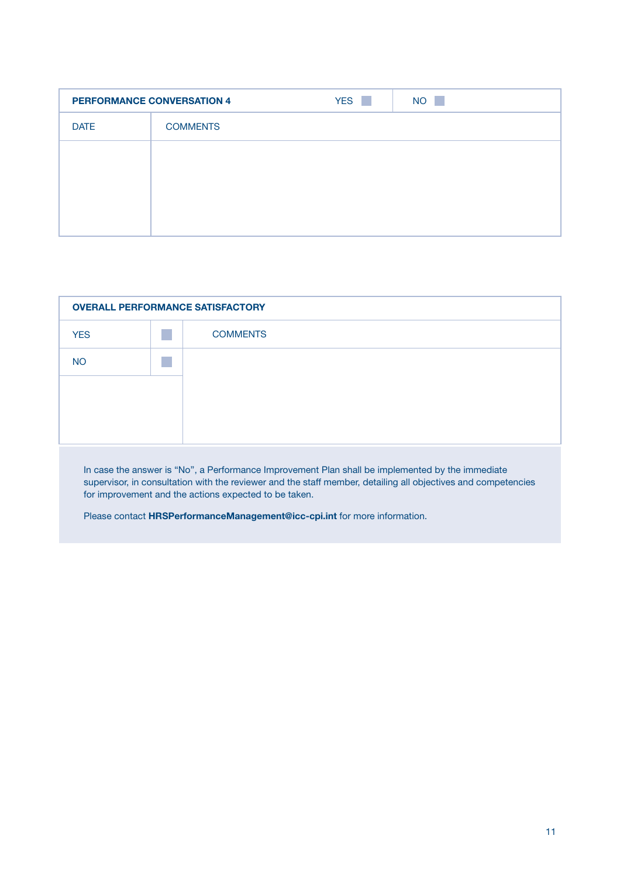| PERFORMANCE CONVERSATION 4 | YES ☐ | NO ☐ |
| --- | --- | --- |
| DATE | COMMENTS | |
| | | |

| OVERALL PERFORMANCE SATISFACTORY | | |
| --- | --- | --- |
| YES | ☐ | COMMENTS |
| NO | ☐ | |
| | | |

In case the answer is “No”, a Performance Improvement Plan shall be implemented by the immediate supervisor, in consultation with the reviewer and the staff member, detailing all objectives and competencies for improvement and the actions expected to be taken.

Please contact **HRSPerformanceManagement@icc-cpi.int** for more information.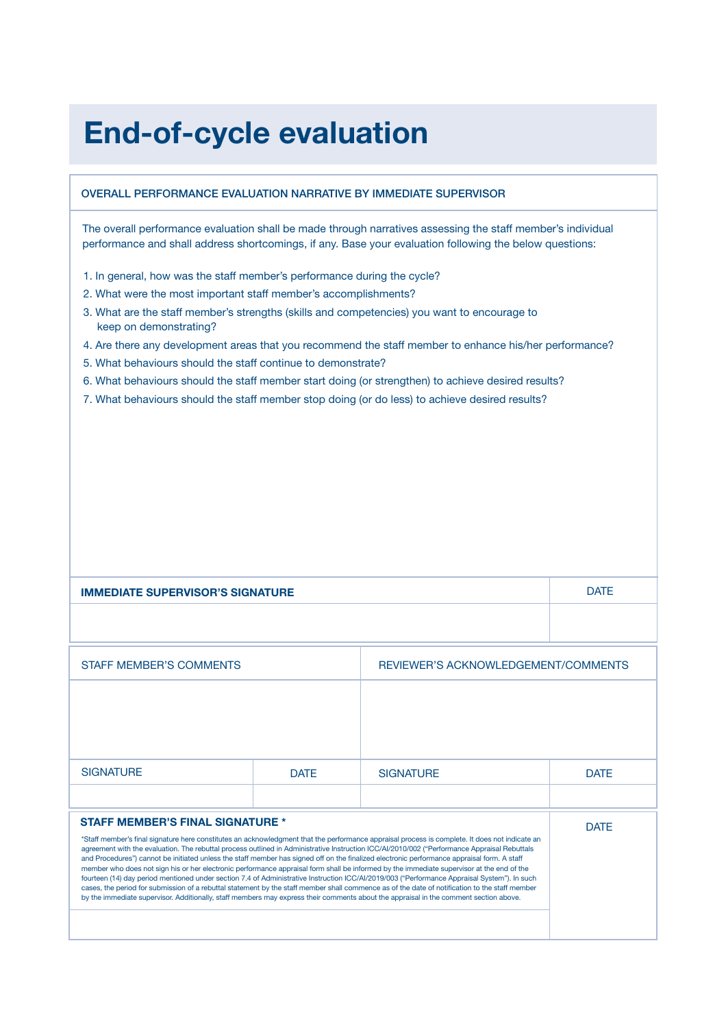# End-of-cycle evaluation

**OVERALL PERFORMANCE EVALUATION NARRATIVE BY IMMEDIATE SUPERVISOR**

The overall performance evaluation shall be made through narratives assessing the staff member's individual performance and shall address shortcomings, if any. Base your evaluation following the below questions:

1. In general, how was the staff member's performance during the cycle?
2. What were the most important staff member's accomplishments?
3. What are the staff member's strengths (skills and competencies) you want to encourage to keep on demonstrating?
4. Are there any development areas that you recommend the staff member to enhance his/her performance?
5. What behaviours should the staff continue to demonstrate?
6. What behaviours should the staff member start doing (or strengthen) to achieve desired results?
7. What behaviours should the staff member stop doing (or do less) to achieve desired results?

| IMMEDIATE SUPERVISOR'S SIGNATURE | DATE |
| --- | --- |
| | |

| STAFF MEMBER'S COMMENTS | | REVIEWER'S ACKNOWLEDGEMENT/COMMENTS | |
| --- | --- | --- | --- |
| | | | |
| SIGNATURE | DATE | SIGNATURE | DATE |
| | | | |

| STAFF MEMBER'S FINAL SIGNATURE * | DATE |
| --- | --- |
| *Staff member's final signature here constitutes an acknowledgment that the performance appraisal process is complete. It does not indicate an agreement with the evaluation. The rebuttal process outlined in Administrative Instruction ICC/AI/2010/002 ("Performance Appraisal Rebuttals and Procedures") cannot be initiated unless the staff member has signed off on the finalized electronic performance appraisal form. A staff member who does not sign his or her electronic performance appraisal form shall be informed by the immediate supervisor at the end of the fourteen (14) day period mentioned under section 7.4 of Administrative Instruction ICC/AI/2019/003 ("Performance Appraisal System"). In such cases, the period for submission of a rebuttal statement by the staff member shall commence as of the date of notification to the staff member by the immediate supervisor. Additionally, staff members may express their comments about the appraisal in the comment section above. | |
| | |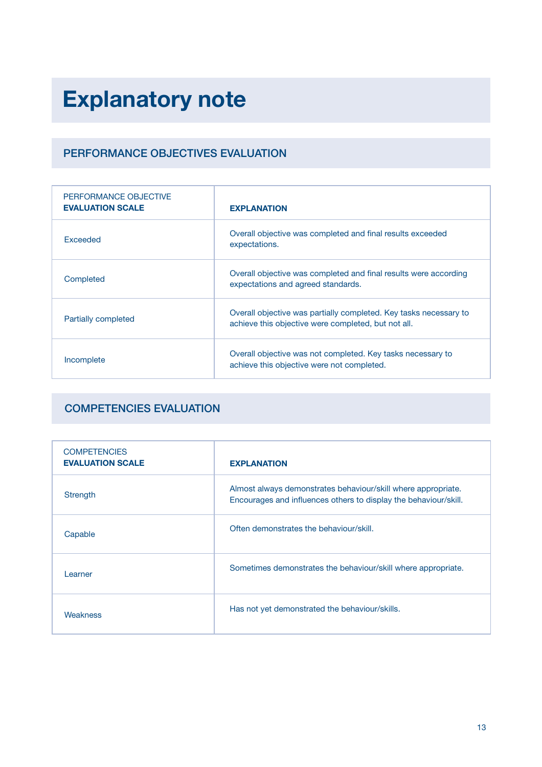# Explanatory note

## PERFORMANCE OBJECTIVES EVALUATION

| PERFORMANCE OBJECTIVE **EVALUATION SCALE** | **EXPLANATION** |
|---|---|
| Exceeded | Overall objective was completed and final results exceeded expectations. |
| Completed | Overall objective was completed and final results were according expectations and agreed standards. |
| Partially completed | Overall objective was partially completed. Key tasks necessary to achieve this objective were completed, but not all. |
| Incomplete | Overall objective was not completed. Key tasks necessary to achieve this objective were not completed. |

## COMPETENCIES EVALUATION

| COMPETENCIES **EVALUATION SCALE** | **EXPLANATION** |
|---|---|
| Strength | Almost always demonstrates behaviour/skill where appropriate. Encourages and influences others to display the behaviour/skill. |
| Capable | Often demonstrates the behaviour/skill. |
| Learner | Sometimes demonstrates the behaviour/skill where appropriate. |
| Weakness | Has not yet demonstrated the behaviour/skills. |